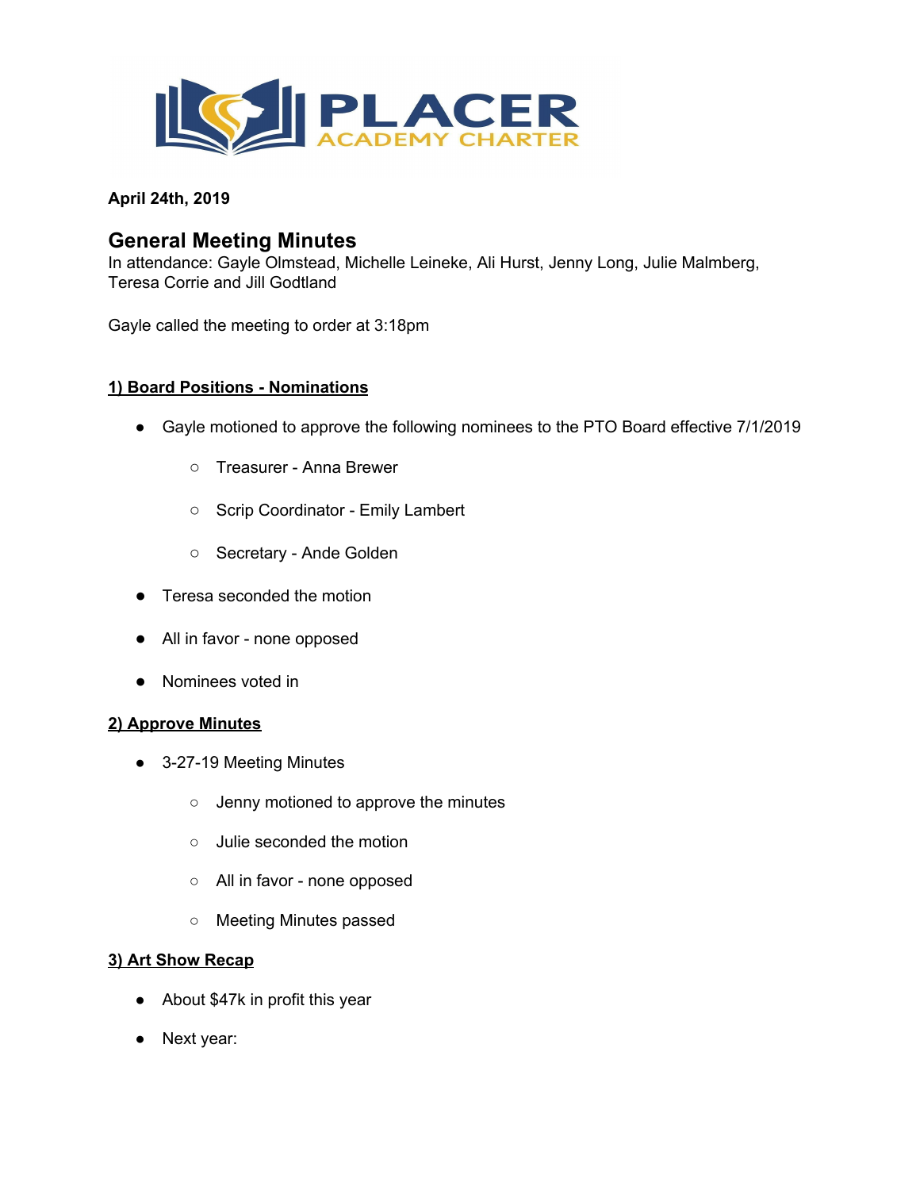**PLACER ACADEMY CHARTER**

**April 24th, 2019**

## General Meeting Minutes

In attendance: Gayle Olmstead, Michelle Leineke, Ali Hurst, Jenny Long, Julie Malmberg, Teresa Corrie and Jill Godtland

Gayle called the meeting to order at 3:18pm

### 1) Board Positions - Nominations

- Gayle motioned to approve the following nominees to the PTO Board effective 7/1/2019
  - Treasurer - Anna Brewer
  - Scrip Coordinator - Emily Lambert
  - Secretary - Ande Golden
- Teresa seconded the motion
- All in favor - none opposed
- Nominees voted in

### 2) Approve Minutes

- 3-27-19 Meeting Minutes
  - Jenny motioned to approve the minutes
  - Julie seconded the motion
  - All in favor - none opposed
  - Meeting Minutes passed

### 3) Art Show Recap

- About $47k in profit this year
- Next year: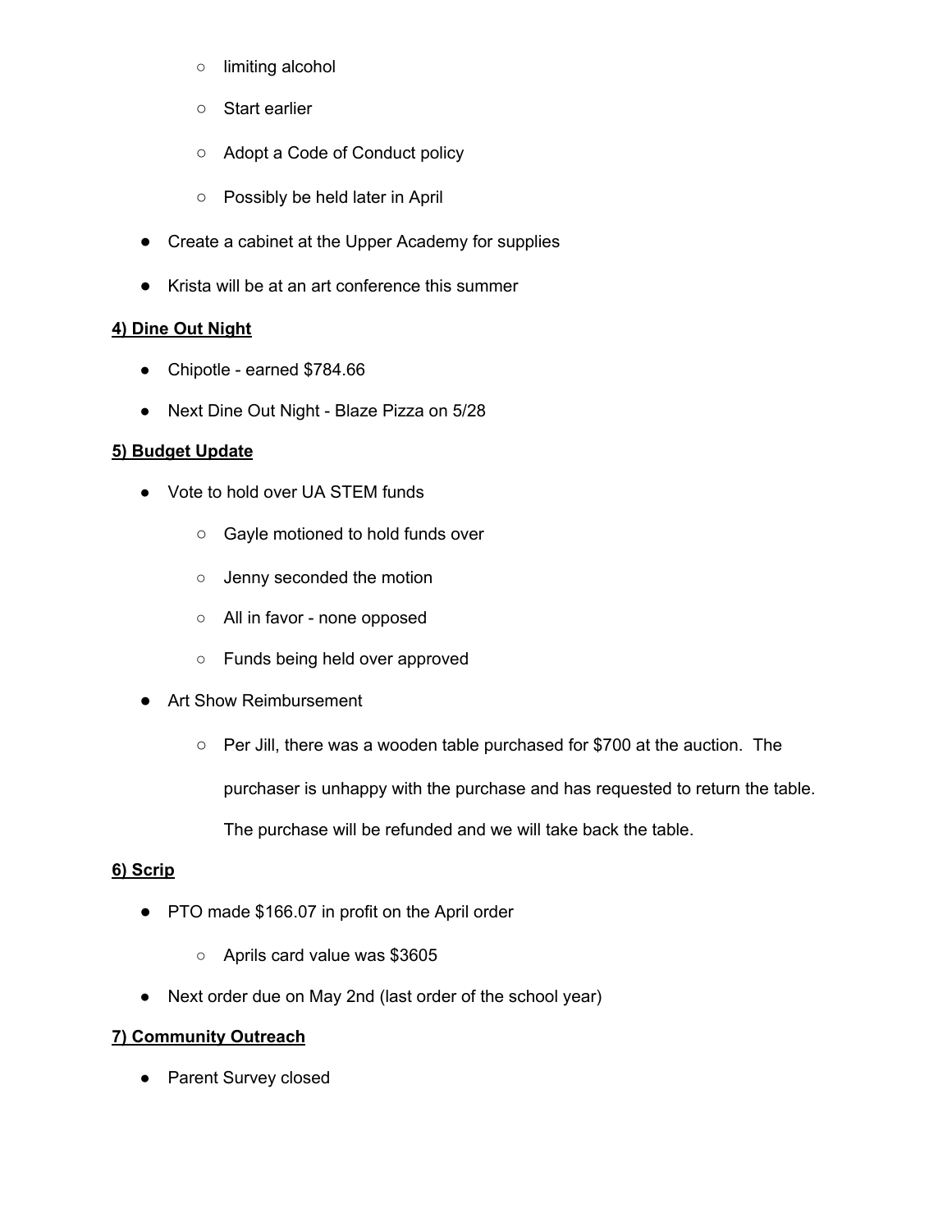- limiting alcohol
    - Start earlier
    - Adopt a Code of Conduct policy
    - Possibly be held later in April
- Create a cabinet at the Upper Academy for supplies
- Krista will be at an art conference this summer

**4) Dine Out Night**

- Chipotle - earned $784.66
- Next Dine Out Night - Blaze Pizza on 5/28

**5) Budget Update**

- Vote to hold over UA STEM funds
    - Gayle motioned to hold funds over
    - Jenny seconded the motion
    - All in favor - none opposed
    - Funds being held over approved
- Art Show Reimbursement
    - Per Jill, there was a wooden table purchased for $700 at the auction. The purchaser is unhappy with the purchase and has requested to return the table. The purchase will be refunded and we will take back the table.

**6) Scrip**

- PTO made $166.07 in profit on the April order
    - Aprils card value was $3605
- Next order due on May 2nd (last order of the school year)

**7) Community Outreach**

- Parent Survey closed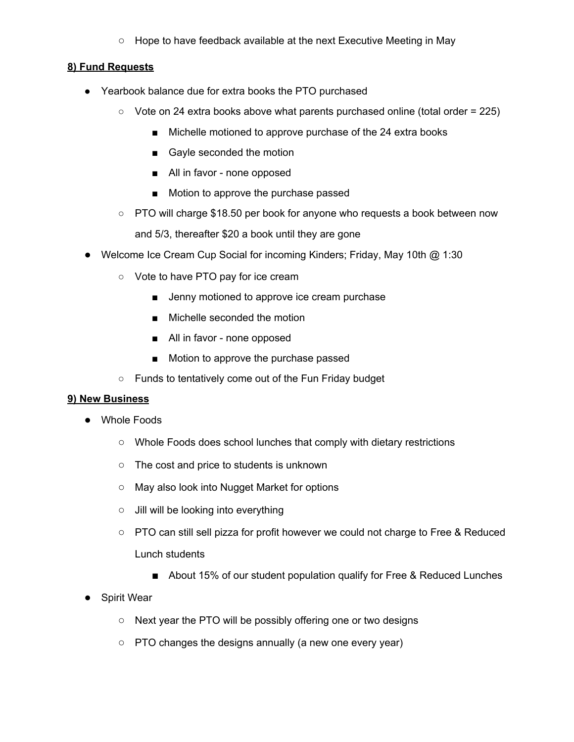- Hope to have feedback available at the next Executive Meeting in May

**8) Fund Requests**

- Yearbook balance due for extra books the PTO purchased
    - Vote on 24 extra books above what parents purchased online (total order = 225)
        - Michelle motioned to approve purchase of the 24 extra books
        - Gayle seconded the motion
        - All in favor - none opposed
        - Motion to approve the purchase passed
    - PTO will charge $18.50 per book for anyone who requests a book between now and 5/3, thereafter $20 a book until they are gone
- Welcome Ice Cream Cup Social for incoming Kinders; Friday, May 10th @ 1:30
    - Vote to have PTO pay for ice cream
        - Jenny motioned to approve ice cream purchase
        - Michelle seconded the motion
        - All in favor - none opposed
        - Motion to approve the purchase passed
    - Funds to tentatively come out of the Fun Friday budget

**9) New Business**

- Whole Foods
    - Whole Foods does school lunches that comply with dietary restrictions
    - The cost and price to students is unknown
    - May also look into Nugget Market for options
    - Jill will be looking into everything
    - PTO can still sell pizza for profit however we could not charge to Free & Reduced Lunch students
        - About 15% of our student population qualify for Free & Reduced Lunches
- Spirit Wear
    - Next year the PTO will be possibly offering one or two designs
    - PTO changes the designs annually (a new one every year)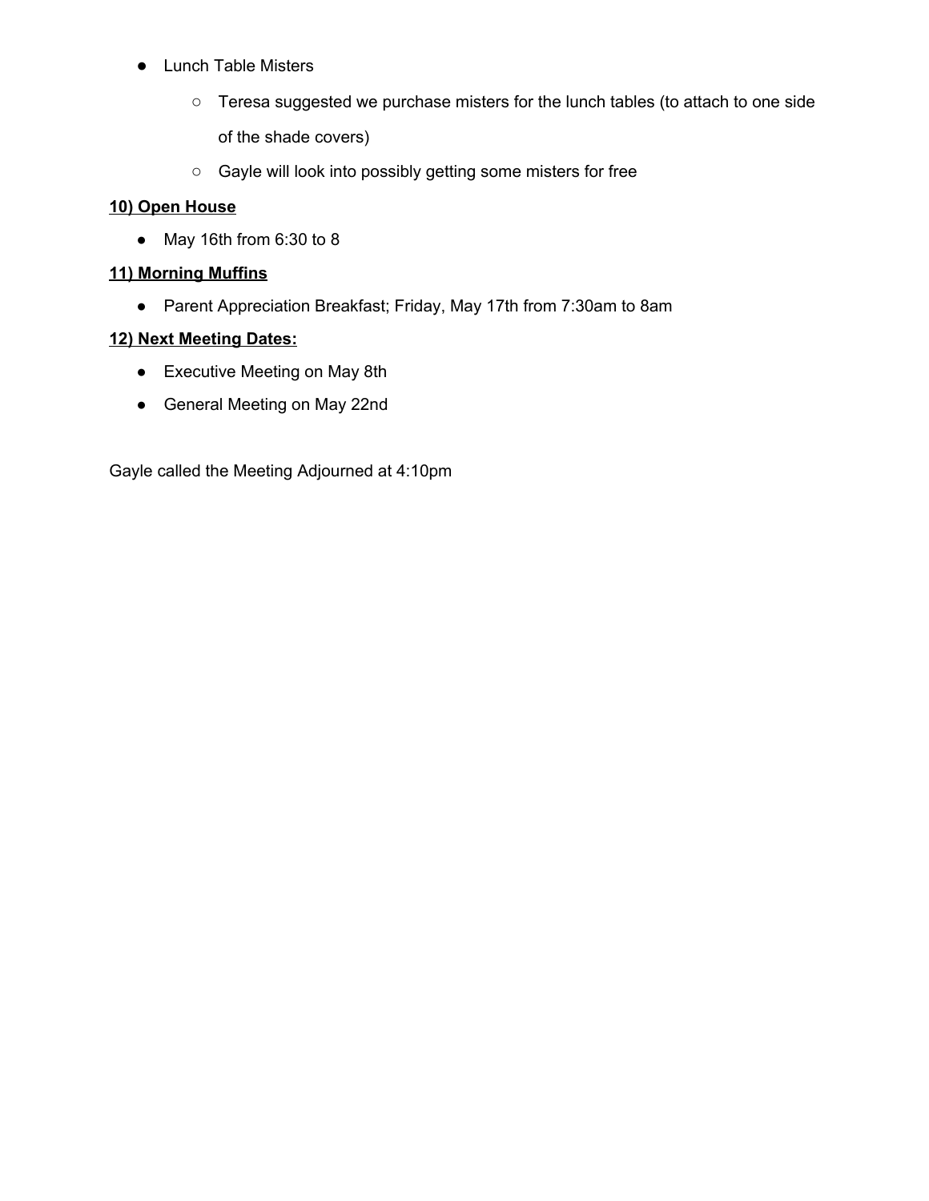- Lunch Table Misters
    - Teresa suggested we purchase misters for the lunch tables (to attach to one side of the shade covers)
    - Gayle will look into possibly getting some misters for free

**<u>10) Open House</u>**

- May 16th from 6:30 to 8

**<u>11) Morning Muffins</u>**

- Parent Appreciation Breakfast; Friday, May 17th from 7:30am to 8am

**<u>12) Next Meeting Dates:</u>**

- Executive Meeting on May 8th
- General Meeting on May 22nd

Gayle called the Meeting Adjourned at 4:10pm